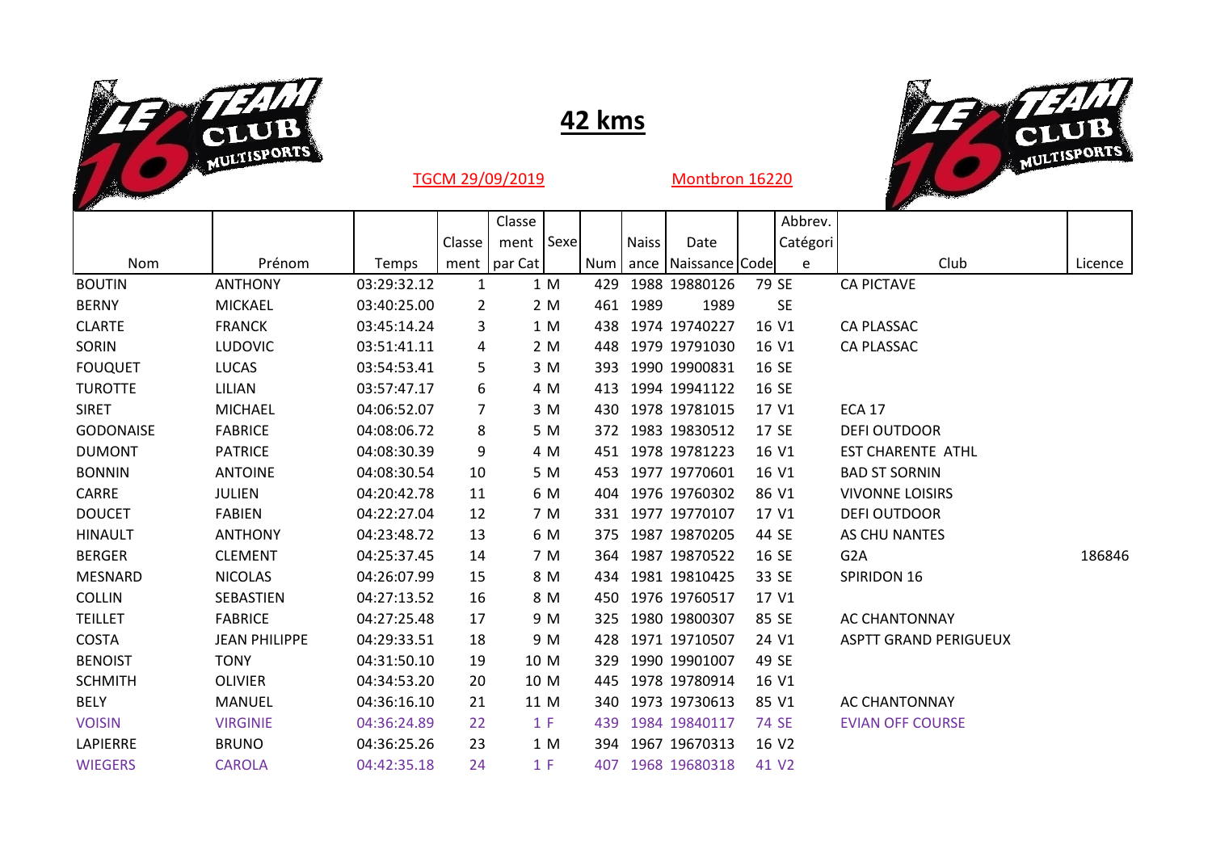# 42 kms

TGCM 29/09/2019 Montbron 16220

| Nom | Prénom | Temps | Classement | Classement par Cat | Sexe | Num | Naissance | Date Naissance | Code | Abbrev. Catégorie | Club | Licence |
|---|---|---|---|---|---|---|---|---|---|---|---|---|
| BOUTIN | ANTHONY | 03:29:32.12 | 1 | 1 | M | 429 | 1988 | 19880126 | 79 | SE | CA PICTAVE | |
| BERNY | MICKAEL | 03:40:25.00 | 2 | 2 | M | 461 | 1989 | 1989 | | SE | | |
| CLARTE | FRANCK | 03:45:14.24 | 3 | 1 | M | 438 | 1974 | 19740227 | 16 | V1 | CA PLASSAC | |
| SORIN | LUDOVIC | 03:51:41.11 | 4 | 2 | M | 448 | 1979 | 19791030 | 16 | V1 | CA PLASSAC | |
| FOUQUET | LUCAS | 03:54:53.41 | 5 | 3 | M | 393 | 1990 | 19900831 | 16 | SE | | |
| TUROTTE | LILIAN | 03:57:47.17 | 6 | 4 | M | 413 | 1994 | 19941122 | 16 | SE | | |
| SIRET | MICHAEL | 04:06:52.07 | 7 | 3 | M | 430 | 1978 | 19781015 | 17 | V1 | ECA 17 | |
| GODONAISE | FABRICE | 04:08:06.72 | 8 | 5 | M | 372 | 1983 | 19830512 | 17 | SE | DEFI OUTDOOR | |
| DUMONT | PATRICE | 04:08:30.39 | 9 | 4 | M | 451 | 1978 | 19781223 | 16 | V1 | EST CHARENTE ATHL | |
| BONNIN | ANTOINE | 04:08:30.54 | 10 | 5 | M | 453 | 1977 | 19770601 | 16 | V1 | BAD ST SORNIN | |
| CARRE | JULIEN | 04:20:42.78 | 11 | 6 | M | 404 | 1976 | 19760302 | 86 | V1 | VIVONNE LOISIRS | |
| DOUCET | FABIEN | 04:22:27.04 | 12 | 7 | M | 331 | 1977 | 19770107 | 17 | V1 | DEFI OUTDOOR | |
| HINAULT | ANTHONY | 04:23:48.72 | 13 | 6 | M | 375 | 1987 | 19870205 | 44 | SE | AS CHU NANTES | |
| BERGER | CLEMENT | 04:25:37.45 | 14 | 7 | M | 364 | 1987 | 19870522 | 16 | SE | G2A | 186846 |
| MESNARD | NICOLAS | 04:26:07.99 | 15 | 8 | M | 434 | 1981 | 19810425 | 33 | SE | SPIRIDON 16 | |
| COLLIN | SEBASTIEN | 04:27:13.52 | 16 | 8 | M | 450 | 1976 | 19760517 | 17 | V1 | | |
| TEILLET | FABRICE | 04:27:25.48 | 17 | 9 | M | 325 | 1980 | 19800307 | 85 | SE | AC CHANTONNAY | |
| COSTA | JEAN PHILIPPE | 04:29:33.51 | 18 | 9 | M | 428 | 1971 | 19710507 | 24 | V1 | ASPTT GRAND PERIGUEUX | |
| BENOIST | TONY | 04:31:50.10 | 19 | 10 | M | 329 | 1990 | 19901007 | 49 | SE | | |
| SCHMITH | OLIVIER | 04:34:53.20 | 20 | 10 | M | 445 | 1978 | 19780914 | 16 | V1 | | |
| BELY | MANUEL | 04:36:16.10 | 21 | 11 | M | 340 | 1973 | 19730613 | 85 | V1 | AC CHANTONNAY | |
| VOISIN | VIRGINIE | 04:36:24.89 | 22 | 1 | F | 439 | 1984 | 19840117 | 74 | SE | EVIAN OFF COURSE | |
| LAPIERRE | BRUNO | 04:36:25.26 | 23 | 1 | M | 394 | 1967 | 19670313 | 16 | V2 | | |
| WIEGERS | CAROLA | 04:42:35.18 | 24 | 1 | F | 407 | 1968 | 19680318 | 41 | V2 | | |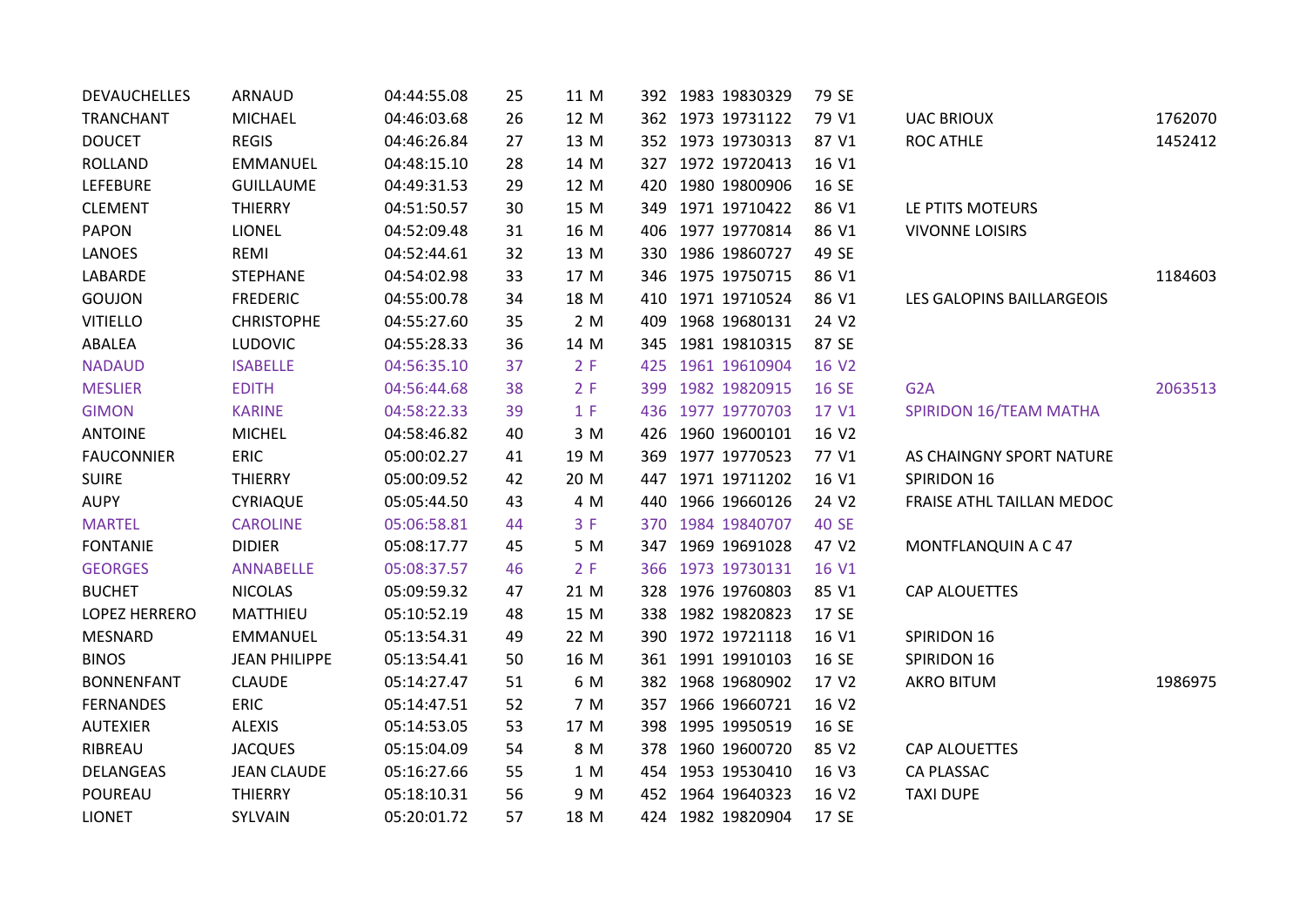| | | | | | | | | | | |
|---|---|---|---|---|---|---|---|---|---|---|
| DEVAUCHELLES | ARNAUD | 04:44:55.08 | 25 | 11 M | 392 | 1983 | 19830329 | 79 SE | | |
| TRANCHANT | MICHAEL | 04:46:03.68 | 26 | 12 M | 362 | 1973 | 19731122 | 79 V1 | UAC BRIOUX | 1762070 |
| DOUCET | REGIS | 04:46:26.84 | 27 | 13 M | 352 | 1973 | 19730313 | 87 V1 | ROC ATHLE | 1452412 |
| ROLLAND | EMMANUEL | 04:48:15.10 | 28 | 14 M | 327 | 1972 | 19720413 | 16 V1 | | |
| LEFEBURE | GUILLAUME | 04:49:31.53 | 29 | 12 M | 420 | 1980 | 19800906 | 16 SE | | |
| CLEMENT | THIERRY | 04:51:50.57 | 30 | 15 M | 349 | 1971 | 19710422 | 86 V1 | LE PTITS MOTEURS | |
| PAPON | LIONEL | 04:52:09.48 | 31 | 16 M | 406 | 1977 | 19770814 | 86 V1 | VIVONNE LOISIRS | |
| LANOES | REMI | 04:52:44.61 | 32 | 13 M | 330 | 1986 | 19860727 | 49 SE | | |
| LABARDE | STEPHANE | 04:54:02.98 | 33 | 17 M | 346 | 1975 | 19750715 | 86 V1 | | 1184603 |
| GOUJON | FREDERIC | 04:55:00.78 | 34 | 18 M | 410 | 1971 | 19710524 | 86 V1 | LES GALOPINS BAILLARGEOIS | |
| VITIELLO | CHRISTOPHE | 04:55:27.60 | 35 | 2 M | 409 | 1968 | 19680131 | 24 V2 | | |
| ABALEA | LUDOVIC | 04:55:28.33 | 36 | 14 M | 345 | 1981 | 19810315 | 87 SE | | |
| NADAUD | ISABELLE | 04:56:35.10 | 37 | 2 F | 425 | 1961 | 19610904 | 16 V2 | | |
| MESLIER | EDITH | 04:56:44.68 | 38 | 2 F | 399 | 1982 | 19820915 | 16 SE | G2A | 2063513 |
| GIMON | KARINE | 04:58:22.33 | 39 | 1 F | 436 | 1977 | 19770703 | 17 V1 | SPIRIDON 16/TEAM MATHA | |
| ANTOINE | MICHEL | 04:58:46.82 | 40 | 3 M | 426 | 1960 | 19600101 | 16 V2 | | |
| FAUCONNIER | ERIC | 05:00:02.27 | 41 | 19 M | 369 | 1977 | 19770523 | 77 V1 | AS CHAINGNY SPORT NATURE | |
| SUIRE | THIERRY | 05:00:09.52 | 42 | 20 M | 447 | 1971 | 19711202 | 16 V1 | SPIRIDON 16 | |
| AUPY | CYRIAQUE | 05:05:44.50 | 43 | 4 M | 440 | 1966 | 19660126 | 24 V2 | FRAISE ATHL TAILLAN MEDOC | |
| MARTEL | CAROLINE | 05:06:58.81 | 44 | 3 F | 370 | 1984 | 19840707 | 40 SE | | |
| FONTANIE | DIDIER | 05:08:17.77 | 45 | 5 M | 347 | 1969 | 19691028 | 47 V2 | MONTFLANQUIN A C 47 | |
| GEORGES | ANNABELLE | 05:08:37.57 | 46 | 2 F | 366 | 1973 | 19730131 | 16 V1 | | |
| BUCHET | NICOLAS | 05:09:59.32 | 47 | 21 M | 328 | 1976 | 19760803 | 85 V1 | CAP ALOUETTES | |
| LOPEZ HERRERO | MATTHIEU | 05:10:52.19 | 48 | 15 M | 338 | 1982 | 19820823 | 17 SE | | |
| MESNARD | EMMANUEL | 05:13:54.31 | 49 | 22 M | 390 | 1972 | 19721118 | 16 V1 | SPIRIDON 16 | |
| BINOS | JEAN PHILIPPE | 05:13:54.41 | 50 | 16 M | 361 | 1991 | 19910103 | 16 SE | SPIRIDON 16 | |
| BONNENFANT | CLAUDE | 05:14:27.47 | 51 | 6 M | 382 | 1968 | 19680902 | 17 V2 | AKRO BITUM | 1986975 |
| FERNANDES | ERIC | 05:14:47.51 | 52 | 7 M | 357 | 1966 | 19660721 | 16 V2 | | |
| AUTEXIER | ALEXIS | 05:14:53.05 | 53 | 17 M | 398 | 1995 | 19950519 | 16 SE | | |
| RIBREAU | JACQUES | 05:15:04.09 | 54 | 8 M | 378 | 1960 | 19600720 | 85 V2 | CAP ALOUETTES | |
| DELANGEAS | JEAN CLAUDE | 05:16:27.66 | 55 | 1 M | 454 | 1953 | 19530410 | 16 V3 | CA PLASSAC | |
| POUREAU | THIERRY | 05:18:10.31 | 56 | 9 M | 452 | 1964 | 19640323 | 16 V2 | TAXI DUPE | |
| LIONET | SYLVAIN | 05:20:01.72 | 57 | 18 M | 424 | 1982 | 19820904 | 17 SE | | |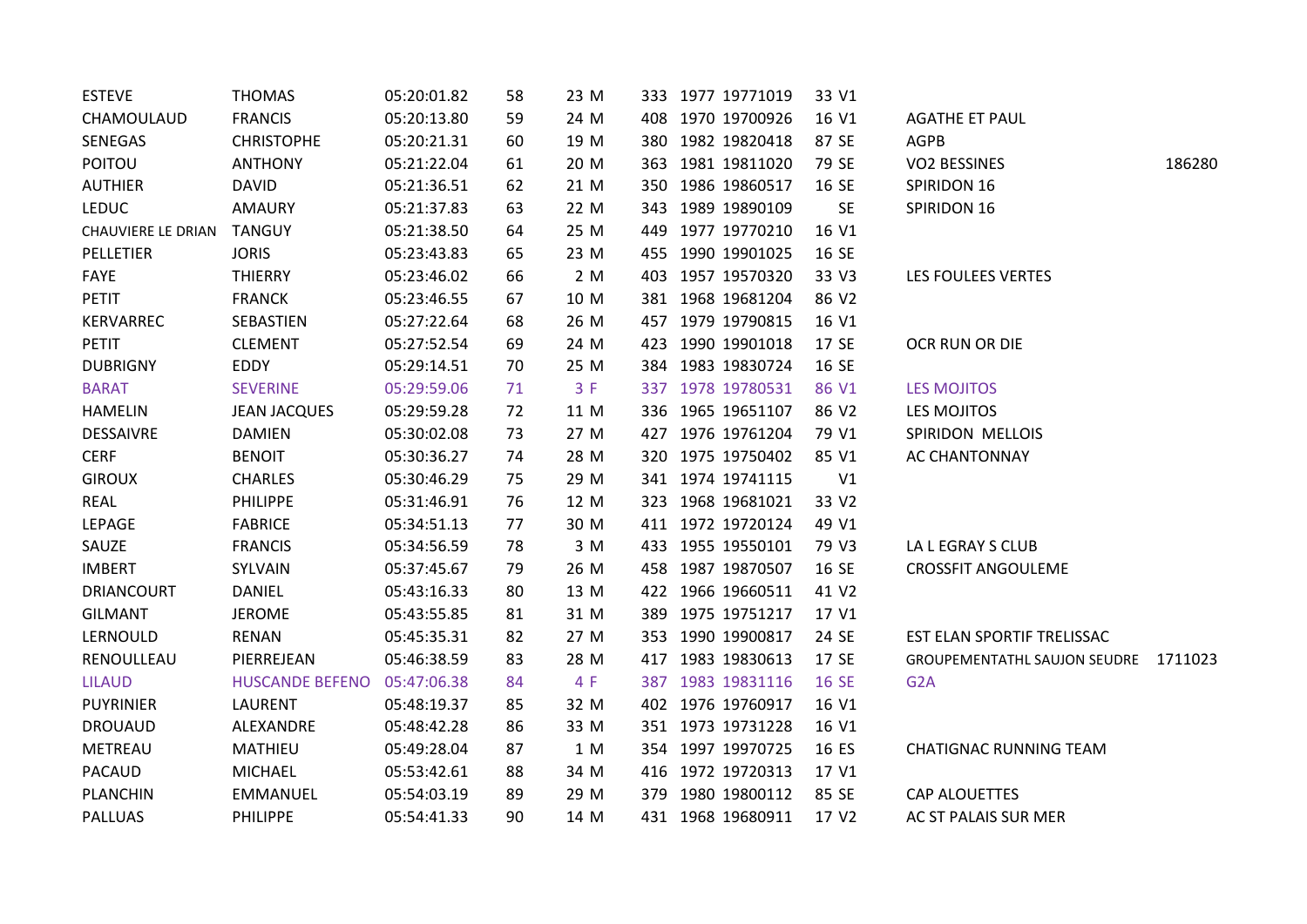| | | | | | | | | | | | | |
|---|---|---|---|---|---|---|---|---|---|---|---|---|
| ESTEVE | THOMAS | 05:20:01.82 | 58 | 23 | M | 333 | 1977 | 19771019 | 33 | V1 | | |
| CHAMOULAUD | FRANCIS | 05:20:13.80 | 59 | 24 | M | 408 | 1970 | 19700926 | 16 | V1 | AGATHE ET PAUL | |
| SENEGAS | CHRISTOPHE | 05:20:21.31 | 60 | 19 | M | 380 | 1982 | 19820418 | 87 | SE | AGPB | |
| POITOU | ANTHONY | 05:21:22.04 | 61 | 20 | M | 363 | 1981 | 19811020 | 79 | SE | VO2 BESSINES | 186280 |
| AUTHIER | DAVID | 05:21:36.51 | 62 | 21 | M | 350 | 1986 | 19860517 | 16 | SE | SPIRIDON 16 | |
| LEDUC | AMAURY | 05:21:37.83 | 63 | 22 | M | 343 | 1989 | 19890109 | | SE | SPIRIDON 16 | |
| CHAUVIERE LE DRIAN | TANGUY | 05:21:38.50 | 64 | 25 | M | 449 | 1977 | 19770210 | 16 | V1 | | |
| PELLETIER | JORIS | 05:23:43.83 | 65 | 23 | M | 455 | 1990 | 19901025 | 16 | SE | | |
| FAYE | THIERRY | 05:23:46.02 | 66 | 2 | M | 403 | 1957 | 19570320 | 33 | V3 | LES FOULEES VERTES | |
| PETIT | FRANCK | 05:23:46.55 | 67 | 10 | M | 381 | 1968 | 19681204 | 86 | V2 | | |
| KERVARREC | SEBASTIEN | 05:27:22.64 | 68 | 26 | M | 457 | 1979 | 19790815 | 16 | V1 | | |
| PETIT | CLEMENT | 05:27:52.54 | 69 | 24 | M | 423 | 1990 | 19901018 | 17 | SE | OCR RUN OR DIE | |
| DUBRIGNY | EDDY | 05:29:14.51 | 70 | 25 | M | 384 | 1983 | 19830724 | 16 | SE | | |
| BARAT | SEVERINE | 05:29:59.06 | 71 | 3 | F | 337 | 1978 | 19780531 | 86 | V1 | LES MOJITOS | |
| HAMELIN | JEAN JACQUES | 05:29:59.28 | 72 | 11 | M | 336 | 1965 | 19651107 | 86 | V2 | LES MOJITOS | |
| DESSAIVRE | DAMIEN | 05:30:02.08 | 73 | 27 | M | 427 | 1976 | 19761204 | 79 | V1 | SPIRIDON MELLOIS | |
| CERF | BENOIT | 05:30:36.27 | 74 | 28 | M | 320 | 1975 | 19750402 | 85 | V1 | AC CHANTONNAY | |
| GIROUX | CHARLES | 05:30:46.29 | 75 | 29 | M | 341 | 1974 | 19741115 | | V1 | | |
| REAL | PHILIPPE | 05:31:46.91 | 76 | 12 | M | 323 | 1968 | 19681021 | 33 | V2 | | |
| LEPAGE | FABRICE | 05:34:51.13 | 77 | 30 | M | 411 | 1972 | 19720124 | 49 | V1 | | |
| SAUZE | FRANCIS | 05:34:56.59 | 78 | 3 | M | 433 | 1955 | 19550101 | 79 | V3 | LA L EGRAY S CLUB | |
| IMBERT | SYLVAIN | 05:37:45.67 | 79 | 26 | M | 458 | 1987 | 19870507 | 16 | SE | CROSSFIT ANGOULEME | |
| DRIANCOURT | DANIEL | 05:43:16.33 | 80 | 13 | M | 422 | 1966 | 19660511 | 41 | V2 | | |
| GILMANT | JEROME | 05:43:55.85 | 81 | 31 | M | 389 | 1975 | 19751217 | 17 | V1 | | |
| LERNOULD | RENAN | 05:45:35.31 | 82 | 27 | M | 353 | 1990 | 19900817 | 24 | SE | EST ELAN SPORTIF TRELISSAC | |
| RENOULLEAU | PIERREJEAN | 05:46:38.59 | 83 | 28 | M | 417 | 1983 | 19830613 | 17 | SE | GROUPEMENTATHL SAUJON SEUDRE | 1711023 |
| LILAUD | HUSCANDE BEFENO | 05:47:06.38 | 84 | 4 | F | 387 | 1983 | 19831116 | 16 | SE | G2A | |
| PUYRINIER | LAURENT | 05:48:19.37 | 85 | 32 | M | 402 | 1976 | 19760917 | 16 | V1 | | |
| DROUAUD | ALEXANDRE | 05:48:42.28 | 86 | 33 | M | 351 | 1973 | 19731228 | 16 | V1 | | |
| METREAU | MATHIEU | 05:49:28.04 | 87 | 1 | M | 354 | 1997 | 19970725 | 16 | ES | CHATIGNAC RUNNING TEAM | |
| PACAUD | MICHAEL | 05:53:42.61 | 88 | 34 | M | 416 | 1972 | 19720313 | 17 | V1 | | |
| PLANCHIN | EMMANUEL | 05:54:03.19 | 89 | 29 | M | 379 | 1980 | 19800112 | 85 | SE | CAP ALOUETTES | |
| PALLUAS | PHILIPPE | 05:54:41.33 | 90 | 14 | M | 431 | 1968 | 19680911 | 17 | V2 | AC ST PALAIS SUR MER | |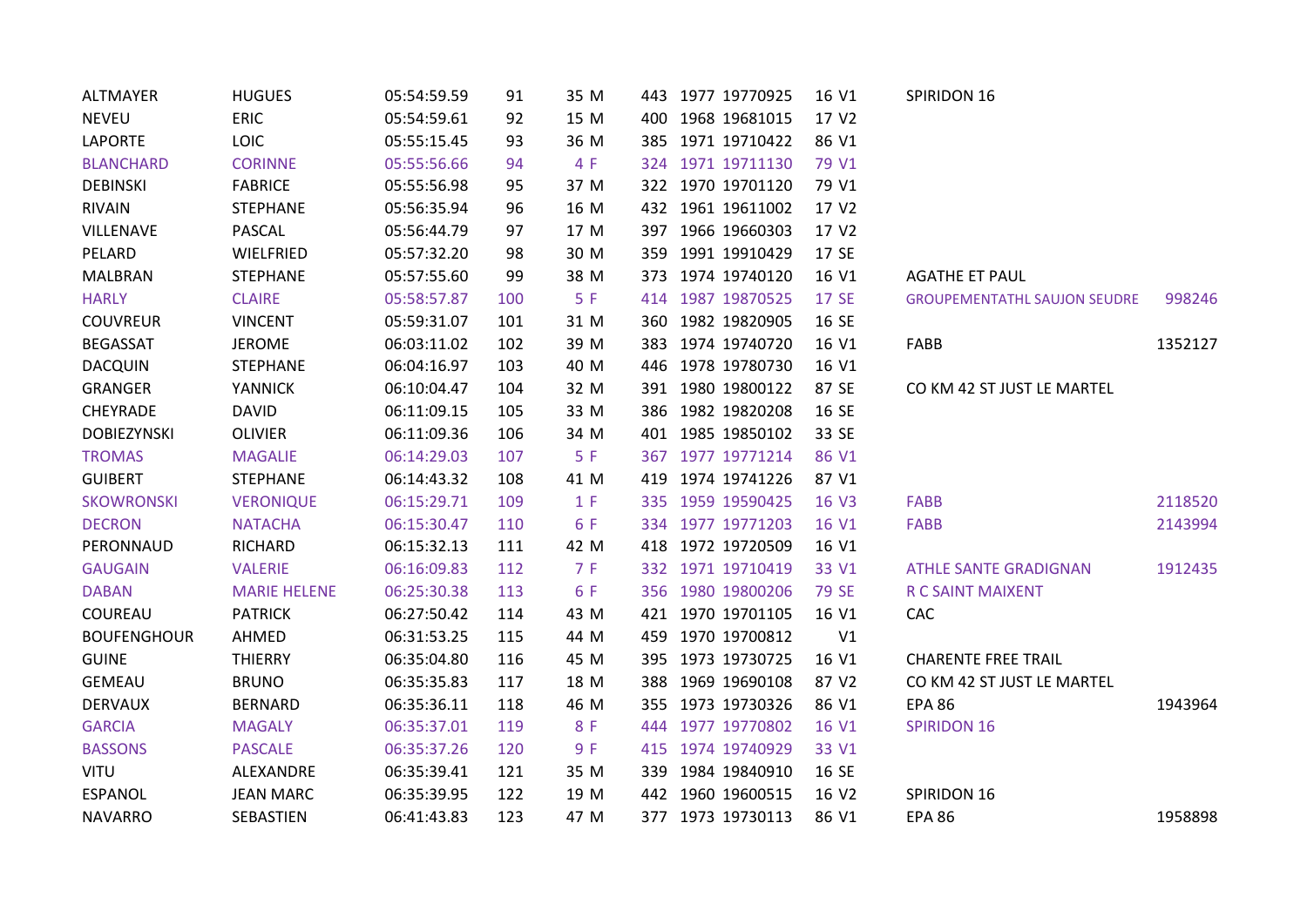| | | | | | | | | | | | |
|---|---|---|---|---|---|---|---|---|---|---|---|
| ALTMAYER | HUGUES | 05:54:59.59 | 91 | 35 M | 443 | 1977 | 19770925 | 16 V1 | SPIRIDON 16 | |
| NEVEU | ERIC | 05:54:59.61 | 92 | 15 M | 400 | 1968 | 19681015 | 17 V2 | | |
| LAPORTE | LOIC | 05:55:15.45 | 93 | 36 M | 385 | 1971 | 19710422 | 86 V1 | | |
| BLANCHARD | CORINNE | 05:55:56.66 | 94 | 4 F | 324 | 1971 | 19711130 | 79 V1 | | |
| DEBINSKI | FABRICE | 05:55:56.98 | 95 | 37 M | 322 | 1970 | 19701120 | 79 V1 | | |
| RIVAIN | STEPHANE | 05:56:35.94 | 96 | 16 M | 432 | 1961 | 19611002 | 17 V2 | | |
| VILLENAVE | PASCAL | 05:56:44.79 | 97 | 17 M | 397 | 1966 | 19660303 | 17 V2 | | |
| PELARD | WIELFRIED | 05:57:32.20 | 98 | 30 M | 359 | 1991 | 19910429 | 17 SE | | |
| MALBRAN | STEPHANE | 05:57:55.60 | 99 | 38 M | 373 | 1974 | 19740120 | 16 V1 | AGATHE ET PAUL | |
| HARLY | CLAIRE | 05:58:57.87 | 100 | 5 F | 414 | 1987 | 19870525 | 17 SE | GROUPEMENTATHL SAUJON SEUDRE | 998246 |
| COUVREUR | VINCENT | 05:59:31.07 | 101 | 31 M | 360 | 1982 | 19820905 | 16 SE | | |
| BEGASSAT | JEROME | 06:03:11.02 | 102 | 39 M | 383 | 1974 | 19740720 | 16 V1 | FABB | 1352127 |
| DACQUIN | STEPHANE | 06:04:16.97 | 103 | 40 M | 446 | 1978 | 19780730 | 16 V1 | | |
| GRANGER | YANNICK | 06:10:04.47 | 104 | 32 M | 391 | 1980 | 19800122 | 87 SE | CO KM 42 ST JUST LE MARTEL | |
| CHEYRADE | DAVID | 06:11:09.15 | 105 | 33 M | 386 | 1982 | 19820208 | 16 SE | | |
| DOBIEZYNSKI | OLIVIER | 06:11:09.36 | 106 | 34 M | 401 | 1985 | 19850102 | 33 SE | | |
| TROMAS | MAGALIE | 06:14:29.03 | 107 | 5 F | 367 | 1977 | 19771214 | 86 V1 | | |
| GUIBERT | STEPHANE | 06:14:43.32 | 108 | 41 M | 419 | 1974 | 19741226 | 87 V1 | | |
| SKOWRONSKI | VERONIQUE | 06:15:29.71 | 109 | 1 F | 335 | 1959 | 19590425 | 16 V3 | FABB | 2118520 |
| DECRON | NATACHA | 06:15:30.47 | 110 | 6 F | 334 | 1977 | 19771203 | 16 V1 | FABB | 2143994 |
| PERONNAUD | RICHARD | 06:15:32.13 | 111 | 42 M | 418 | 1972 | 19720509 | 16 V1 | | |
| GAUGAIN | VALERIE | 06:16:09.83 | 112 | 7 F | 332 | 1971 | 19710419 | 33 V1 | ATHLE SANTE GRADIGNAN | 1912435 |
| DABAN | MARIE HELENE | 06:25:30.38 | 113 | 6 F | 356 | 1980 | 19800206 | 79 SE | R C SAINT MAIXENT | |
| COUREAU | PATRICK | 06:27:50.42 | 114 | 43 M | 421 | 1970 | 19701105 | 16 V1 | CAC | |
| BOUFENGHOUR | AHMED | 06:31:53.25 | 115 | 44 M | 459 | 1970 | 19700812 | V1 | | |
| GUINE | THIERRY | 06:35:04.80 | 116 | 45 M | 395 | 1973 | 19730725 | 16 V1 | CHARENTE FREE TRAIL | |
| GEMEAU | BRUNO | 06:35:35.83 | 117 | 18 M | 388 | 1969 | 19690108 | 87 V2 | CO KM 42 ST JUST LE MARTEL | |
| DERVAUX | BERNARD | 06:35:36.11 | 118 | 46 M | 355 | 1973 | 19730326 | 86 V1 | EPA 86 | 1943964 |
| GARCIA | MAGALY | 06:35:37.01 | 119 | 8 F | 444 | 1977 | 19770802 | 16 V1 | SPIRIDON 16 | |
| BASSONS | PASCALE | 06:35:37.26 | 120 | 9 F | 415 | 1974 | 19740929 | 33 V1 | | |
| VITU | ALEXANDRE | 06:35:39.41 | 121 | 35 M | 339 | 1984 | 19840910 | 16 SE | | |
| ESPANOL | JEAN MARC | 06:35:39.95 | 122 | 19 M | 442 | 1960 | 19600515 | 16 V2 | SPIRIDON 16 | |
| NAVARRO | SEBASTIEN | 06:41:43.83 | 123 | 47 M | 377 | 1973 | 19730113 | 86 V1 | EPA 86 | 1958898 |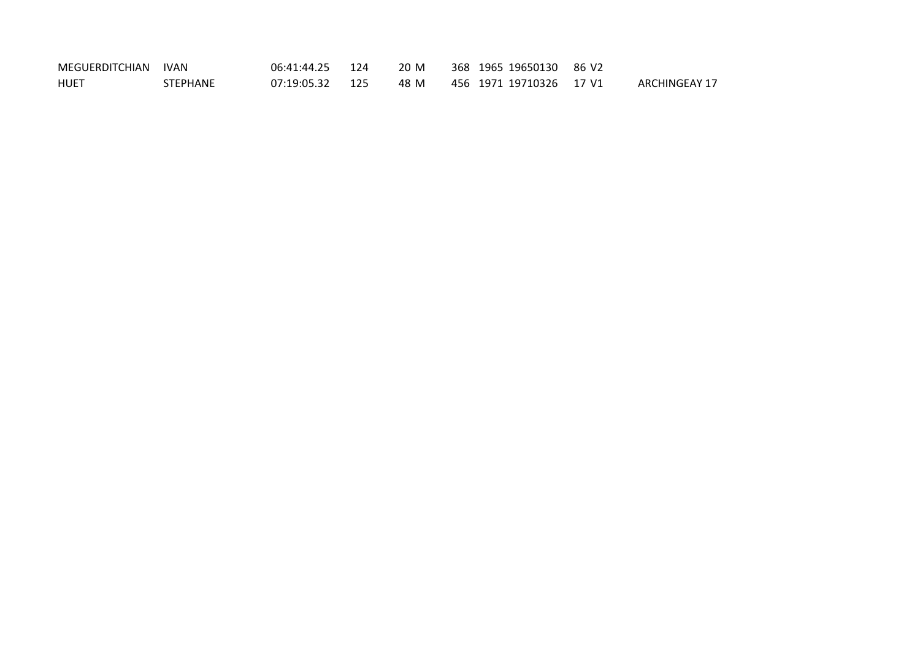| | | | | | | | | | | |
|---|---|---|---|---|---|---|---|---|---|---|
| MEGUERDITCHIAN | IVAN | 06:41:44.25 | 124 | 20 M | 368 | 1965 | 19650130 | 86 | V2 | |
| HUET | STEPHANE | 07:19:05.32 | 125 | 48 M | 456 | 1971 | 19710326 | 17 | V1 | ARCHINGEAY 17 |